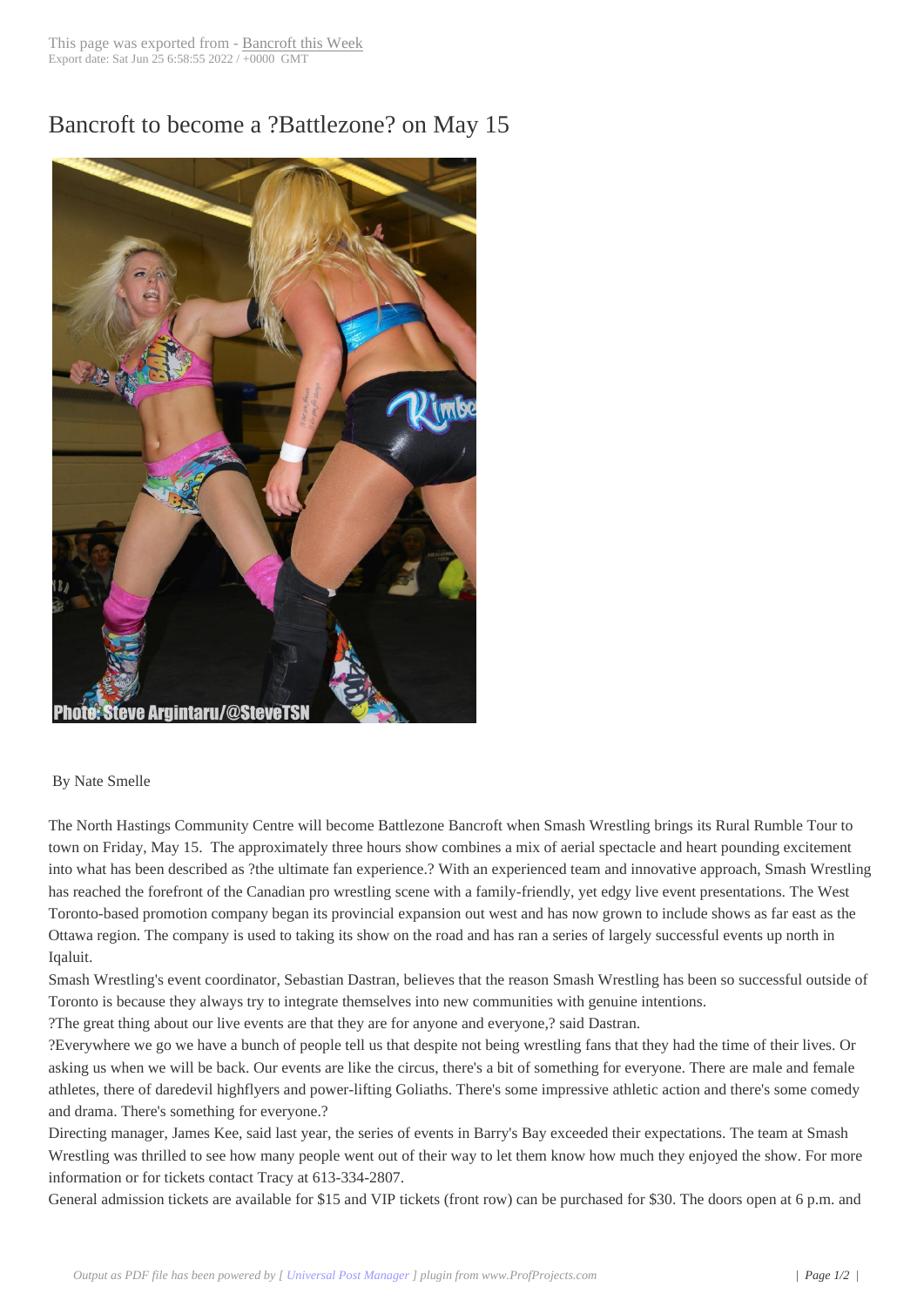# Bancroft to become a ?Battlezone? on May 15

Photo: Steve Argintaru/@SteveTSN

By Nate Smelle

The North Hastings Community Centre will become Battlezone Bancroft when Smash Wrestling brings its Rural Rumble Tour to town on Friday, May 15. The approximately three hours show combines a mix of aerial spectacle and heart pounding excitement into what has been described as ?the ultimate fan experience.? With an experienced team and innovative approach, Smash Wrestling has reached the forefront of the Canadian pro wrestling scene with a family-friendly, yet edgy live event presentations. The West Toronto-based promotion company began its provincial expansion out west and has now grown to include shows as far east as the Ottawa region. The company is used to taking its show on the road and has ran a series of largely successful events up north in Iqaluit.

Smash Wrestling's event coordinator, Sebastian Dastran, believes that the reason Smash Wrestling has been so successful outside of Toronto is because they always try to integrate themselves into new communities with genuine intentions.

?The great thing about our live events are that they are for anyone and everyone,? said Dastran.

?Everywhere we go we have a bunch of people tell us that despite not being wrestling fans that they had the time of their lives. Or asking us when we will be back. Our events are like the circus, there's a bit of something for everyone. There are male and female athletes, there of daredevil highflyers and power-lifting Goliaths. There's some impressive athletic action and there's some comedy and drama. There's something for everyone.?

Directing manager, James Kee, said last year, the series of events in Barry's Bay exceeded their expectations. The team at Smash Wrestling was thrilled to see how many people went out of their way to let them know how much they enjoyed the show. For more information or for tickets contact Tracy at 613-334-2807.

General admission tickets are available for $15 and VIP tickets (front row) can be purchased for $30. The doors open at 6 p.m. and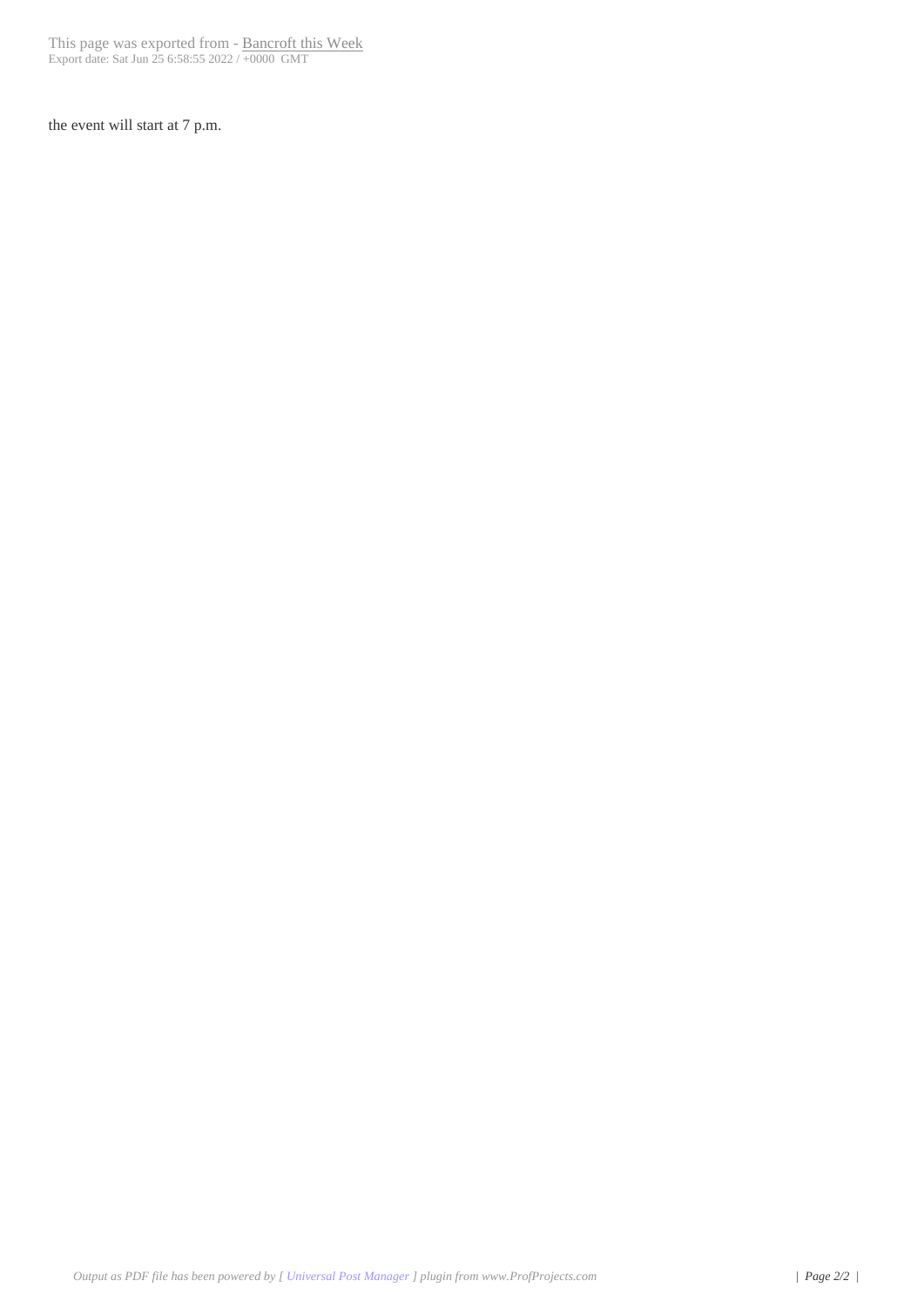the event will start at 7 p.m.